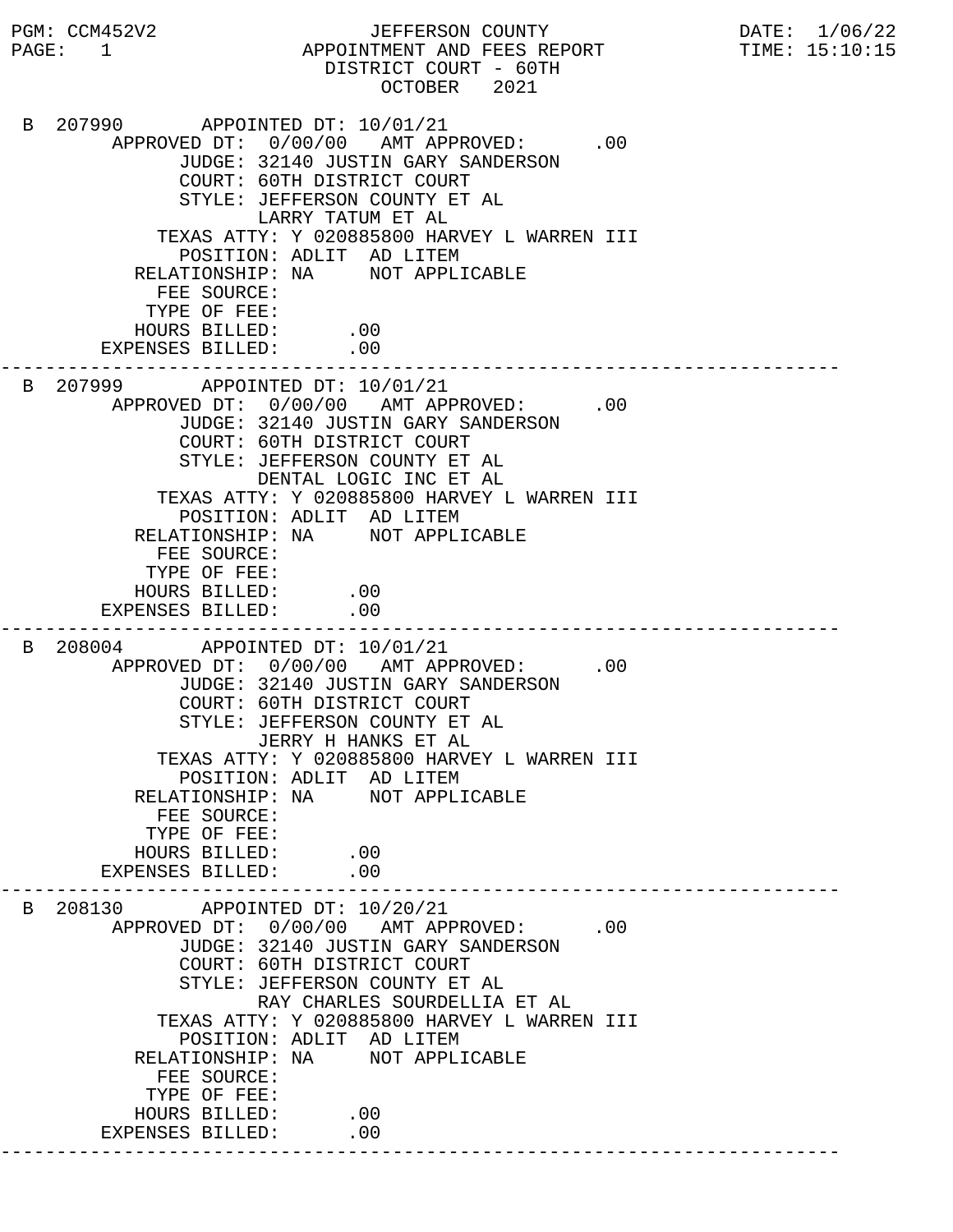PGM: CCM452V2 — JEFFERSON COUNTY — DATE: 1/06/22
PAGE: 1 — APPOINTMENT AND FEES REPORT — TIME: 15:10:15

# JEFFERSON COUNTY
## APPOINTMENT AND FEES REPORT
### DISTRICT COURT - 60TH
### OCTOBER 2021

```
 B 207990       APPOINTED DT: 10/01/21
        APPROVED DT:  0/00/00   AMT APPROVED:      .00
              JUDGE: 32140 JUSTIN GARY SANDERSON
              COURT: 60TH DISTRICT COURT
              STYLE: JEFFERSON COUNTY ET AL
                     LARRY TATUM ET AL
         TEXAS ATTY: Y 020885800 HARVEY L WARREN III
           POSITION: ADLIT  AD LITEM
       RELATIONSHIP: NA     NOT APPLICABLE
         FEE SOURCE:
        TYPE OF FEE:
       HOURS BILLED:      .00
    EXPENSES BILLED:      .00
---------------------------------------------------------------------------
 B 207999       APPOINTED DT: 10/01/21
        APPROVED DT:  0/00/00   AMT APPROVED:      .00
              JUDGE: 32140 JUSTIN GARY SANDERSON
              COURT: 60TH DISTRICT COURT
              STYLE: JEFFERSON COUNTY ET AL
                     DENTAL LOGIC INC ET AL
         TEXAS ATTY: Y 020885800 HARVEY L WARREN III
           POSITION: ADLIT  AD LITEM
       RELATIONSHIP: NA     NOT APPLICABLE
         FEE SOURCE:
        TYPE OF FEE:
       HOURS BILLED:      .00
    EXPENSES BILLED:      .00
---------------------------------------------------------------------------
 B 208004       APPOINTED DT: 10/01/21
        APPROVED DT:  0/00/00   AMT APPROVED:      .00
              JUDGE: 32140 JUSTIN GARY SANDERSON
              COURT: 60TH DISTRICT COURT
              STYLE: JEFFERSON COUNTY ET AL
                     JERRY H HANKS ET AL
         TEXAS ATTY: Y 020885800 HARVEY L WARREN III
           POSITION: ADLIT  AD LITEM
       RELATIONSHIP: NA     NOT APPLICABLE
         FEE SOURCE:
        TYPE OF FEE:
       HOURS BILLED:      .00
    EXPENSES BILLED:      .00
---------------------------------------------------------------------------
 B 208130       APPOINTED DT: 10/20/21
        APPROVED DT:  0/00/00   AMT APPROVED:      .00
              JUDGE: 32140 JUSTIN GARY SANDERSON
              COURT: 60TH DISTRICT COURT
              STYLE: JEFFERSON COUNTY ET AL
                     RAY CHARLES SOURDELLIA ET AL
         TEXAS ATTY: Y 020885800 HARVEY L WARREN III
           POSITION: ADLIT  AD LITEM
       RELATIONSHIP: NA     NOT APPLICABLE
         FEE SOURCE:
        TYPE OF FEE:
       HOURS BILLED:      .00
    EXPENSES BILLED:      .00
---------------------------------------------------------------------------
```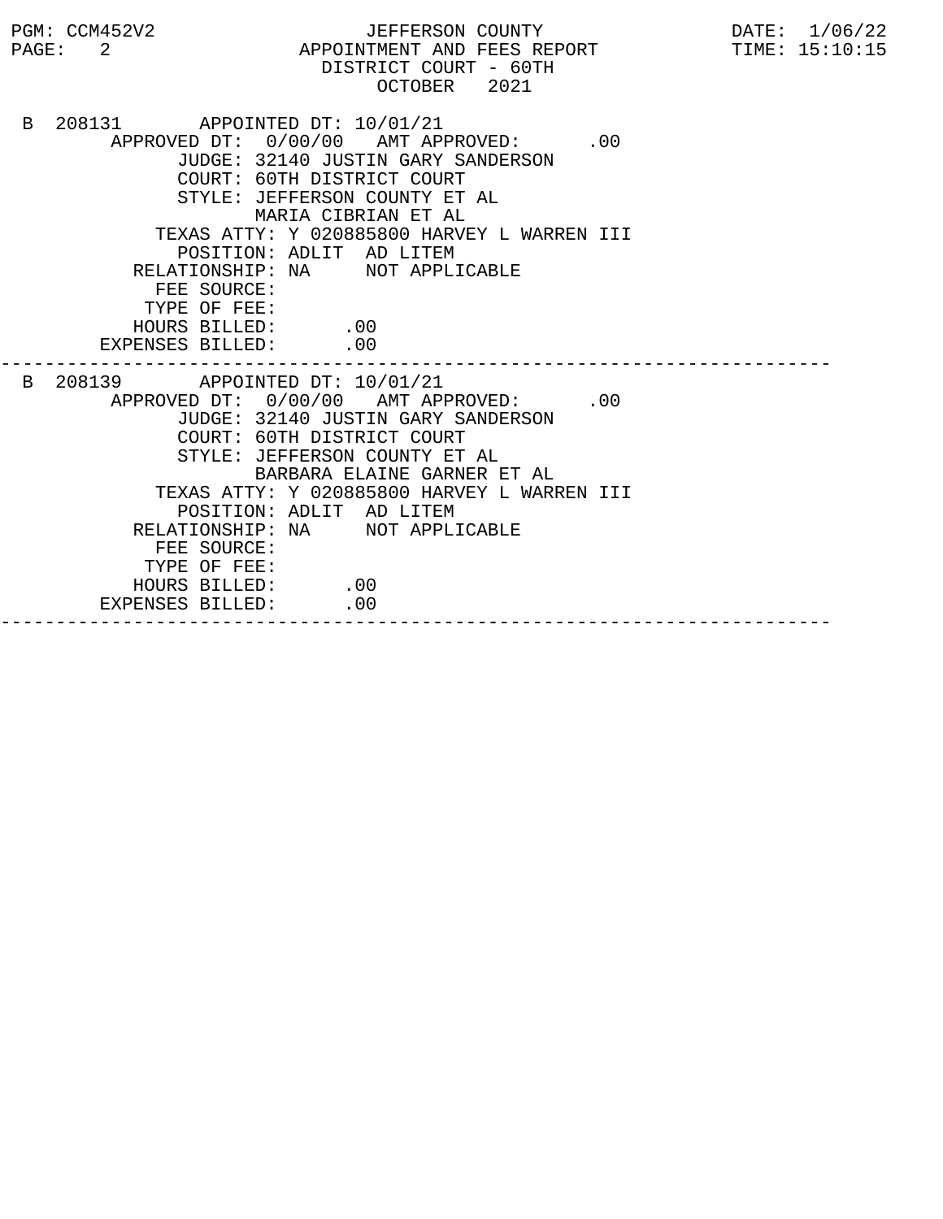JEFFERSON COUNTY
APPOINTMENT AND FEES REPORT
DISTRICT COURT - 60TH
OCTOBER 2021

PGM: CCM452V2
DATE: 1/06/22
TIME: 15:10:15

```
 B 208131       APPOINTED DT: 10/01/21
        APPROVED DT:  0/00/00   AMT APPROVED:      .00
              JUDGE: 32140 JUSTIN GARY SANDERSON
              COURT: 60TH DISTRICT COURT
              STYLE: JEFFERSON COUNTY ET AL
                     MARIA CIBRIAN ET AL
            TEXAS ATTY: Y 020885800 HARVEY L WARREN III
              POSITION: ADLIT  AD LITEM
          RELATIONSHIP: NA     NOT APPLICABLE
            FEE SOURCE:
           TYPE OF FEE:
          HOURS BILLED:      .00
        EXPENSES BILLED:      .00
```

---

```
 B 208139       APPOINTED DT: 10/01/21
        APPROVED DT:  0/00/00   AMT APPROVED:      .00
              JUDGE: 32140 JUSTIN GARY SANDERSON
              COURT: 60TH DISTRICT COURT
              STYLE: JEFFERSON COUNTY ET AL
                     BARBARA ELAINE GARNER ET AL
            TEXAS ATTY: Y 020885800 HARVEY L WARREN III
              POSITION: ADLIT  AD LITEM
          RELATIONSHIP: NA     NOT APPLICABLE
            FEE SOURCE:
           TYPE OF FEE:
          HOURS BILLED:      .00
        EXPENSES BILLED:      .00
```

---